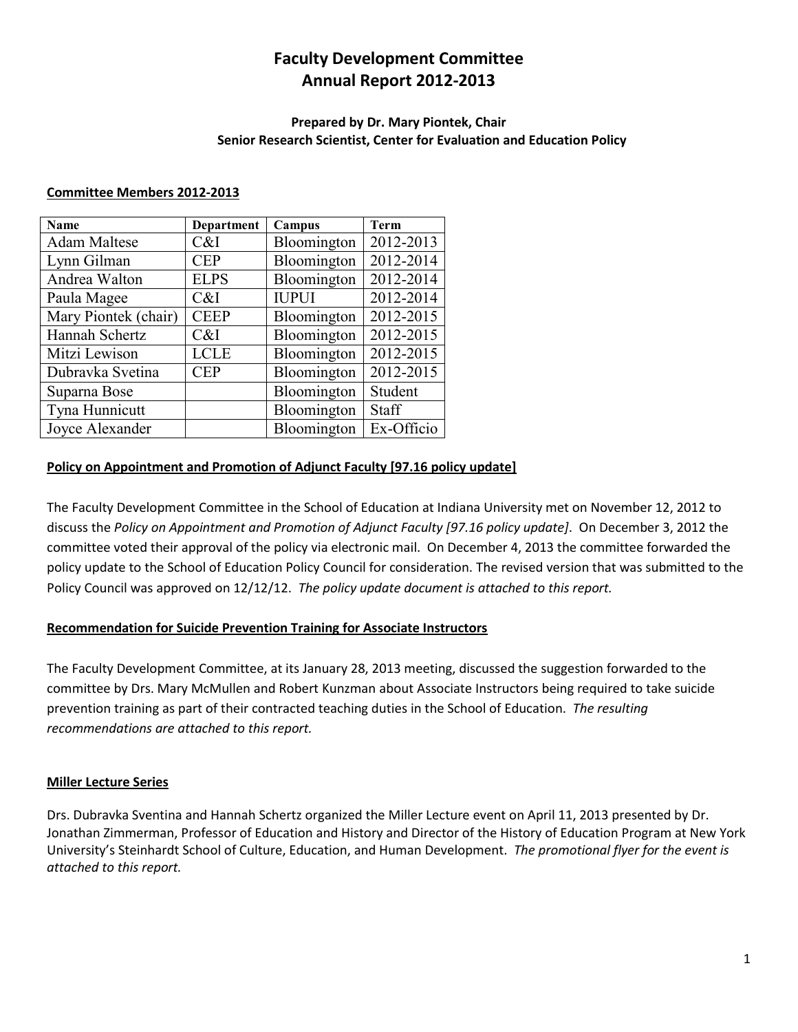# Faculty Development Committee
# Annual Report 2012-2013

**Prepared by Dr. Mary Piontek, Chair**
**Senior Research Scientist, Center for Evaluation and Education Policy**

**Committee Members 2012-2013**

| Name | Department | Campus | Term |
|---|---|---|---|
| Adam Maltese | C&I | Bloomington | 2012-2013 |
| Lynn Gilman | CEP | Bloomington | 2012-2014 |
| Andrea Walton | ELPS | Bloomington | 2012-2014 |
| Paula Magee | C&I | IUPUI | 2012-2014 |
| Mary Piontek (chair) | CEEP | Bloomington | 2012-2015 |
| Hannah Schertz | C&I | Bloomington | 2012-2015 |
| Mitzi Lewison | LCLE | Bloomington | 2012-2015 |
| Dubravka Svetina | CEP | Bloomington | 2012-2015 |
| Suparna Bose | | Bloomington | Student |
| Tyna Hunnicutt | | Bloomington | Staff |
| Joyce Alexander | | Bloomington | Ex-Officio |

**Policy on Appointment and Promotion of Adjunct Faculty [97.16 policy update]**

The Faculty Development Committee in the School of Education at Indiana University met on November 12, 2012 to discuss the *Policy on Appointment and Promotion of Adjunct Faculty [97.16 policy update]*. On December 3, 2012 the committee voted their approval of the policy via electronic mail. On December 4, 2013 the committee forwarded the policy update to the School of Education Policy Council for consideration. The revised version that was submitted to the Policy Council was approved on 12/12/12. *The policy update document is attached to this report.*

**Recommendation for Suicide Prevention Training for Associate Instructors**

The Faculty Development Committee, at its January 28, 2013 meeting, discussed the suggestion forwarded to the committee by Drs. Mary McMullen and Robert Kunzman about Associate Instructors being required to take suicide prevention training as part of their contracted teaching duties in the School of Education. *The resulting recommendations are attached to this report.*

**Miller Lecture Series**

Drs. Dubravka Sventina and Hannah Schertz organized the Miller Lecture event on April 11, 2013 presented by Dr. Jonathan Zimmerman, Professor of Education and History and Director of the History of Education Program at New York University's Steinhardt School of Culture, Education, and Human Development. *The promotional flyer for the event is attached to this report.*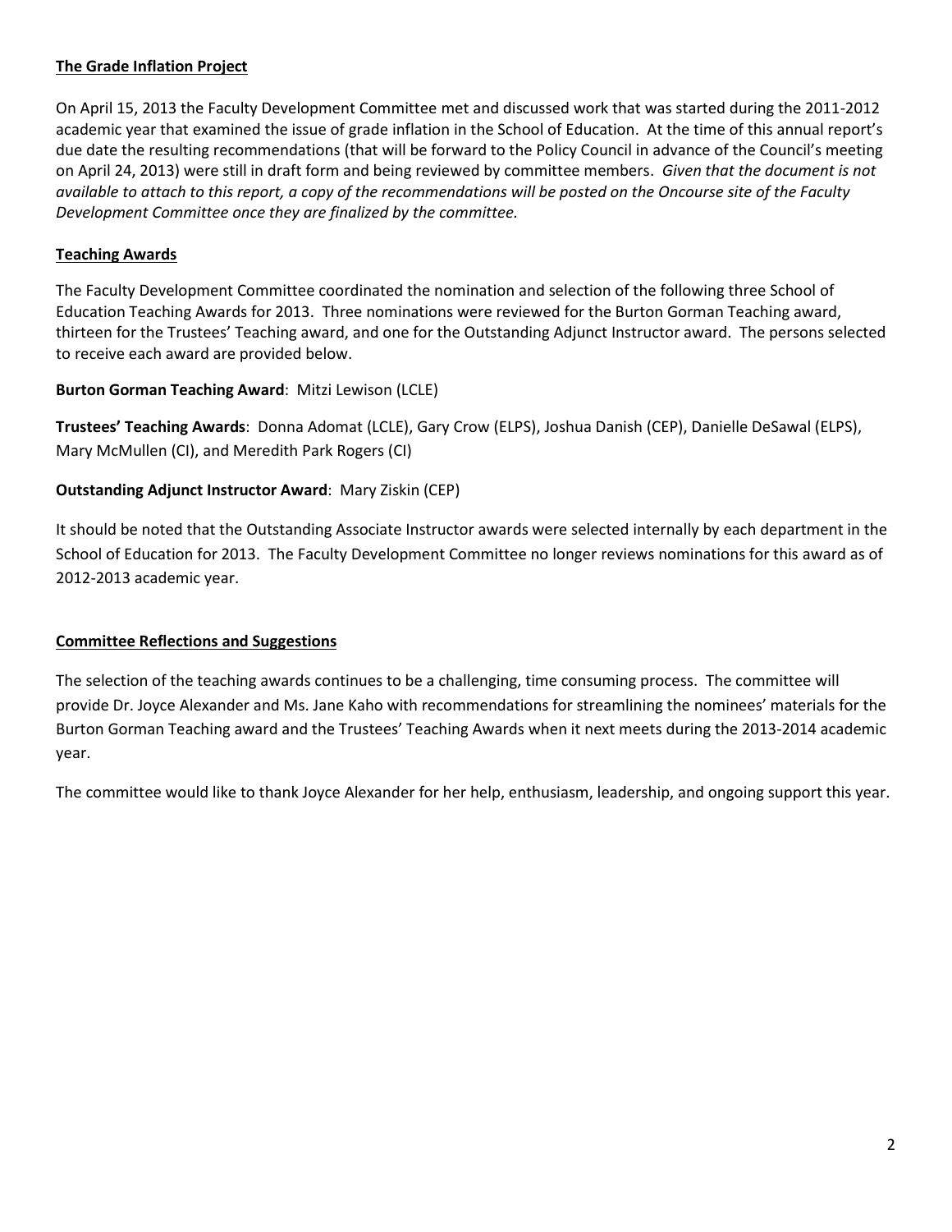## The Grade Inflation Project

On April 15, 2013 the Faculty Development Committee met and discussed work that was started during the 2011-2012 academic year that examined the issue of grade inflation in the School of Education. At the time of this annual report's due date the resulting recommendations (that will be forward to the Policy Council in advance of the Council's meeting on April 24, 2013) were still in draft form and being reviewed by committee members. *Given that the document is not available to attach to this report, a copy of the recommendations will be posted on the Oncourse site of the Faculty Development Committee once they are finalized by the committee.*

## Teaching Awards

The Faculty Development Committee coordinated the nomination and selection of the following three School of Education Teaching Awards for 2013. Three nominations were reviewed for the Burton Gorman Teaching award, thirteen for the Trustees' Teaching award, and one for the Outstanding Adjunct Instructor award. The persons selected to receive each award are provided below.

**Burton Gorman Teaching Award**: Mitzi Lewison (LCLE)

**Trustees' Teaching Awards**: Donna Adomat (LCLE), Gary Crow (ELPS), Joshua Danish (CEP), Danielle DeSawal (ELPS), Mary McMullen (CI), and Meredith Park Rogers (CI)

**Outstanding Adjunct Instructor Award**: Mary Ziskin (CEP)

It should be noted that the Outstanding Associate Instructor awards were selected internally by each department in the School of Education for 2013. The Faculty Development Committee no longer reviews nominations for this award as of 2012-2013 academic year.

## Committee Reflections and Suggestions

The selection of the teaching awards continues to be a challenging, time consuming process. The committee will provide Dr. Joyce Alexander and Ms. Jane Kaho with recommendations for streamlining the nominees' materials for the Burton Gorman Teaching award and the Trustees' Teaching Awards when it next meets during the 2013-2014 academic year.

The committee would like to thank Joyce Alexander for her help, enthusiasm, leadership, and ongoing support this year.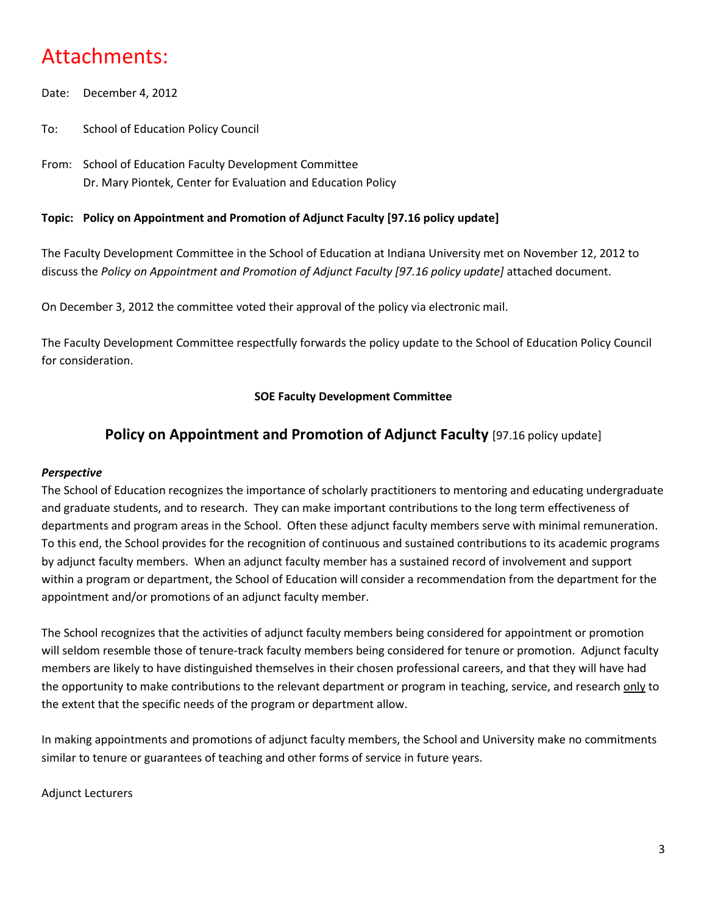# Attachments:

Date: December 4, 2012

To: School of Education Policy Council

From: School of Education Faculty Development Committee
Dr. Mary Piontek, Center for Evaluation and Education Policy

**Topic: Policy on Appointment and Promotion of Adjunct Faculty [97.16 policy update]**

The Faculty Development Committee in the School of Education at Indiana University met on November 12, 2012 to discuss the *Policy on Appointment and Promotion of Adjunct Faculty [97.16 policy update]* attached document.

On December 3, 2012 the committee voted their approval of the policy via electronic mail.

The Faculty Development Committee respectfully forwards the policy update to the School of Education Policy Council for consideration.

**SOE Faculty Development Committee**

## Policy on Appointment and Promotion of Adjunct Faculty [97.16 policy update]

***Perspective***

The School of Education recognizes the importance of scholarly practitioners to mentoring and educating undergraduate and graduate students, and to research. They can make important contributions to the long term effectiveness of departments and program areas in the School. Often these adjunct faculty members serve with minimal remuneration. To this end, the School provides for the recognition of continuous and sustained contributions to its academic programs by adjunct faculty members. When an adjunct faculty member has a sustained record of involvement and support within a program or department, the School of Education will consider a recommendation from the department for the appointment and/or promotions of an adjunct faculty member.

The School recognizes that the activities of adjunct faculty members being considered for appointment or promotion will seldom resemble those of tenure-track faculty members being considered for tenure or promotion. Adjunct faculty members are likely to have distinguished themselves in their chosen professional careers, and that they will have had the opportunity to make contributions to the relevant department or program in teaching, service, and research <u>only</u> to the extent that the specific needs of the program or department allow.

In making appointments and promotions of adjunct faculty members, the School and University make no commitments similar to tenure or guarantees of teaching and other forms of service in future years.

Adjunct Lecturers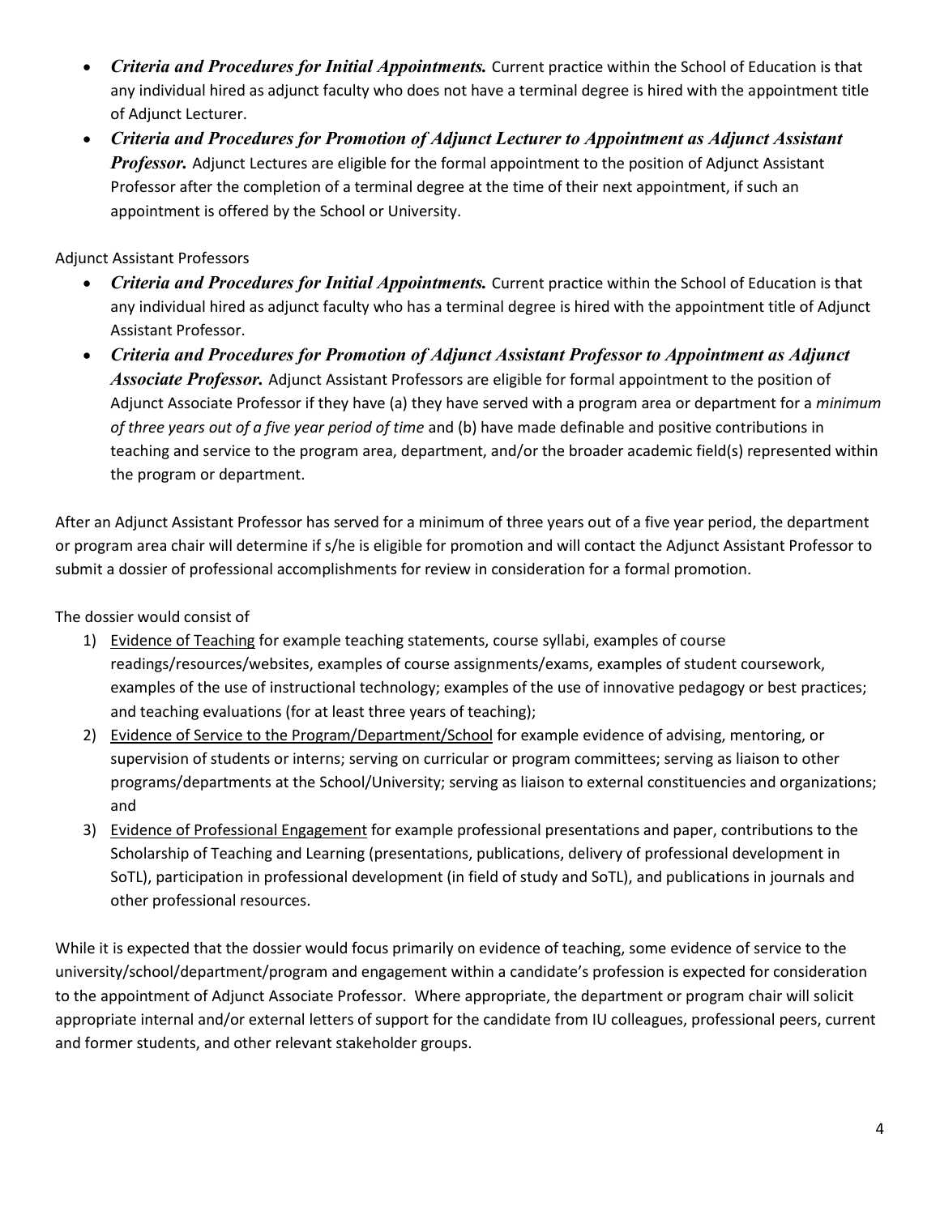- ***Criteria and Procedures for Initial Appointments.*** Current practice within the School of Education is that any individual hired as adjunct faculty who does not have a terminal degree is hired with the appointment title of Adjunct Lecturer.
- ***Criteria and Procedures for Promotion of Adjunct Lecturer to Appointment as Adjunct Assistant Professor.*** Adjunct Lectures are eligible for the formal appointment to the position of Adjunct Assistant Professor after the completion of a terminal degree at the time of their next appointment, if such an appointment is offered by the School or University.

Adjunct Assistant Professors

- ***Criteria and Procedures for Initial Appointments.*** Current practice within the School of Education is that any individual hired as adjunct faculty who has a terminal degree is hired with the appointment title of Adjunct Assistant Professor.
- ***Criteria and Procedures for Promotion of Adjunct Assistant Professor to Appointment as Adjunct Associate Professor.*** Adjunct Assistant Professors are eligible for formal appointment to the position of Adjunct Associate Professor if they have (a) they have served with a program area or department for a *minimum of three years out of a five year period of time* and (b) have made definable and positive contributions in teaching and service to the program area, department, and/or the broader academic field(s) represented within the program or department.

After an Adjunct Assistant Professor has served for a minimum of three years out of a five year period, the department or program area chair will determine if s/he is eligible for promotion and will contact the Adjunct Assistant Professor to submit a dossier of professional accomplishments for review in consideration for a formal promotion.

The dossier would consist of

1) <u>Evidence of Teaching</u> for example teaching statements, course syllabi, examples of course readings/resources/websites, examples of course assignments/exams, examples of student coursework, examples of the use of instructional technology; examples of the use of innovative pedagogy or best practices; and teaching evaluations (for at least three years of teaching);
2) <u>Evidence of Service to the Program/Department/School</u> for example evidence of advising, mentoring, or supervision of students or interns; serving on curricular or program committees; serving as liaison to other programs/departments at the School/University; serving as liaison to external constituencies and organizations; and
3) <u>Evidence of Professional Engagement</u> for example professional presentations and paper, contributions to the Scholarship of Teaching and Learning (presentations, publications, delivery of professional development in SoTL), participation in professional development (in field of study and SoTL), and publications in journals and other professional resources.

While it is expected that the dossier would focus primarily on evidence of teaching, some evidence of service to the university/school/department/program and engagement within a candidate's profession is expected for consideration to the appointment of Adjunct Associate Professor. Where appropriate, the department or program chair will solicit appropriate internal and/or external letters of support for the candidate from IU colleagues, professional peers, current and former students, and other relevant stakeholder groups.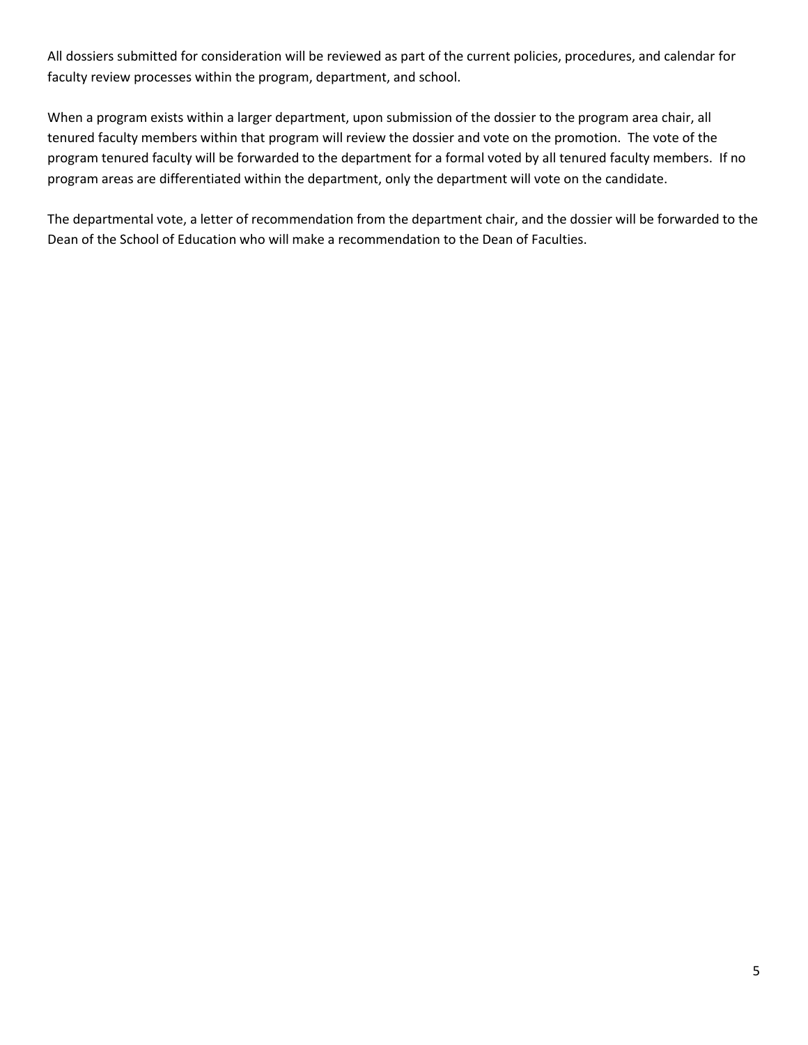All dossiers submitted for consideration will be reviewed as part of the current policies, procedures, and calendar for faculty review processes within the program, department, and school.

When a program exists within a larger department, upon submission of the dossier to the program area chair, all tenured faculty members within that program will review the dossier and vote on the promotion. The vote of the program tenured faculty will be forwarded to the department for a formal voted by all tenured faculty members. If no program areas are differentiated within the department, only the department will vote on the candidate.

The departmental vote, a letter of recommendation from the department chair, and the dossier will be forwarded to the Dean of the School of Education who will make a recommendation to the Dean of Faculties.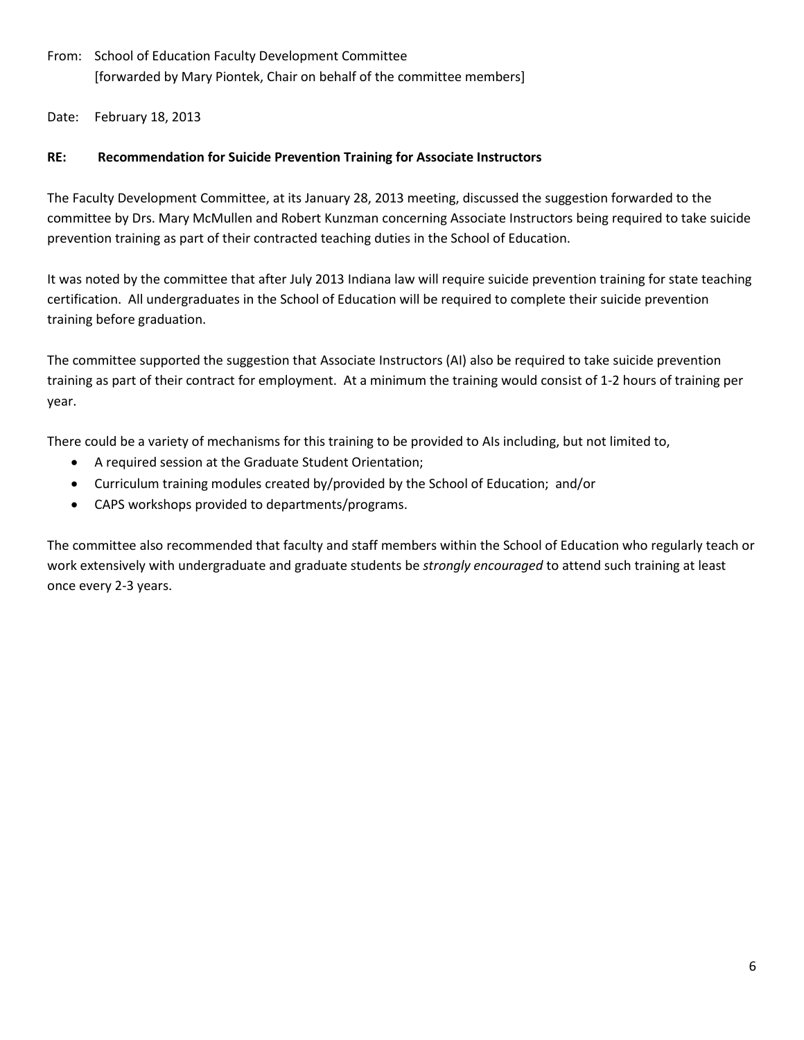From: School of Education Faculty Development Committee
[forwarded by Mary Piontek, Chair on behalf of the committee members]

Date: February 18, 2013

**RE: Recommendation for Suicide Prevention Training for Associate Instructors**

The Faculty Development Committee, at its January 28, 2013 meeting, discussed the suggestion forwarded to the committee by Drs. Mary McMullen and Robert Kunzman concerning Associate Instructors being required to take suicide prevention training as part of their contracted teaching duties in the School of Education.

It was noted by the committee that after July 2013 Indiana law will require suicide prevention training for state teaching certification. All undergraduates in the School of Education will be required to complete their suicide prevention training before graduation.

The committee supported the suggestion that Associate Instructors (AI) also be required to take suicide prevention training as part of their contract for employment. At a minimum the training would consist of 1-2 hours of training per year.

There could be a variety of mechanisms for this training to be provided to AIs including, but not limited to,

- A required session at the Graduate Student Orientation;
- Curriculum training modules created by/provided by the School of Education; and/or
- CAPS workshops provided to departments/programs.

The committee also recommended that faculty and staff members within the School of Education who regularly teach or work extensively with undergraduate and graduate students be *strongly encouraged* to attend such training at least once every 2-3 years.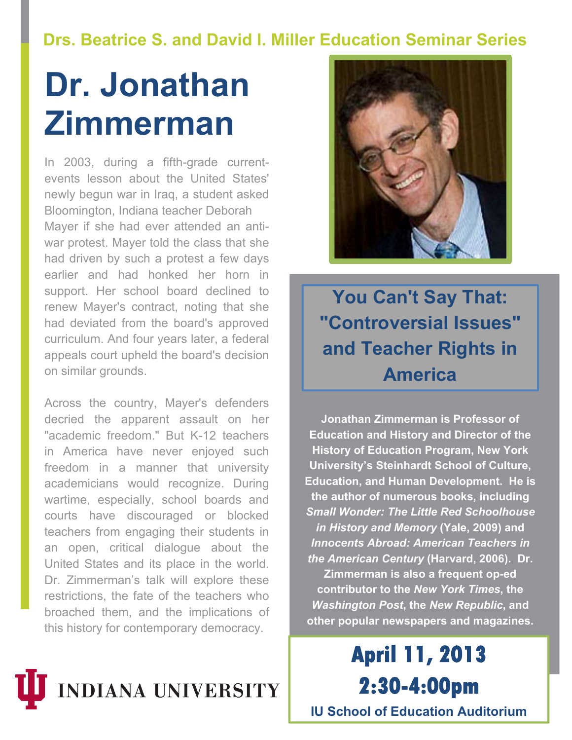**Drs. Beatrice S. and David I. Miller Education Seminar Series**

# Dr. Jonathan Zimmerman

In 2003, during a fifth-grade current-events lesson about the United States' newly begun war in Iraq, a student asked Bloomington, Indiana teacher Deborah Mayer if she had ever attended an anti-war protest. Mayer told the class that she had driven by such a protest a few days earlier and had honked her horn in support. Her school board declined to renew Mayer's contract, noting that she had deviated from the board's approved curriculum. And four years later, a federal appeals court upheld the board's decision on similar grounds.

Across the country, Mayer's defenders decried the apparent assault on her "academic freedom." But K-12 teachers in America have never enjoyed such freedom in a manner that university academicians would recognize. During wartime, especially, school boards and courts have discouraged or blocked teachers from engaging their students in an open, critical dialogue about the United States and its place in the world. Dr. Zimmerman's talk will explore these restrictions, the fate of the teachers who broached them, and the implications of this history for contemporary democracy.

## You Can't Say That: "Controversial Issues" and Teacher Rights in America

**Jonathan Zimmerman is Professor of Education and History and Director of the History of Education Program, New York University's Steinhardt School of Culture, Education, and Human Development. He is the author of numerous books, including *Small Wonder: The Little Red Schoolhouse in History and Memory* (Yale, 2009) and *Innocents Abroad: American Teachers in the American Century* (Harvard, 2006). Dr. Zimmerman is also a frequent op-ed contributor to the *New York Times*, the *Washington Post*, the *New Republic*, and other popular newspapers and magazines.**

**April 11, 2013**
**2:30-4:00pm**
**IU School of Education Auditorium**

INDIANA UNIVERSITY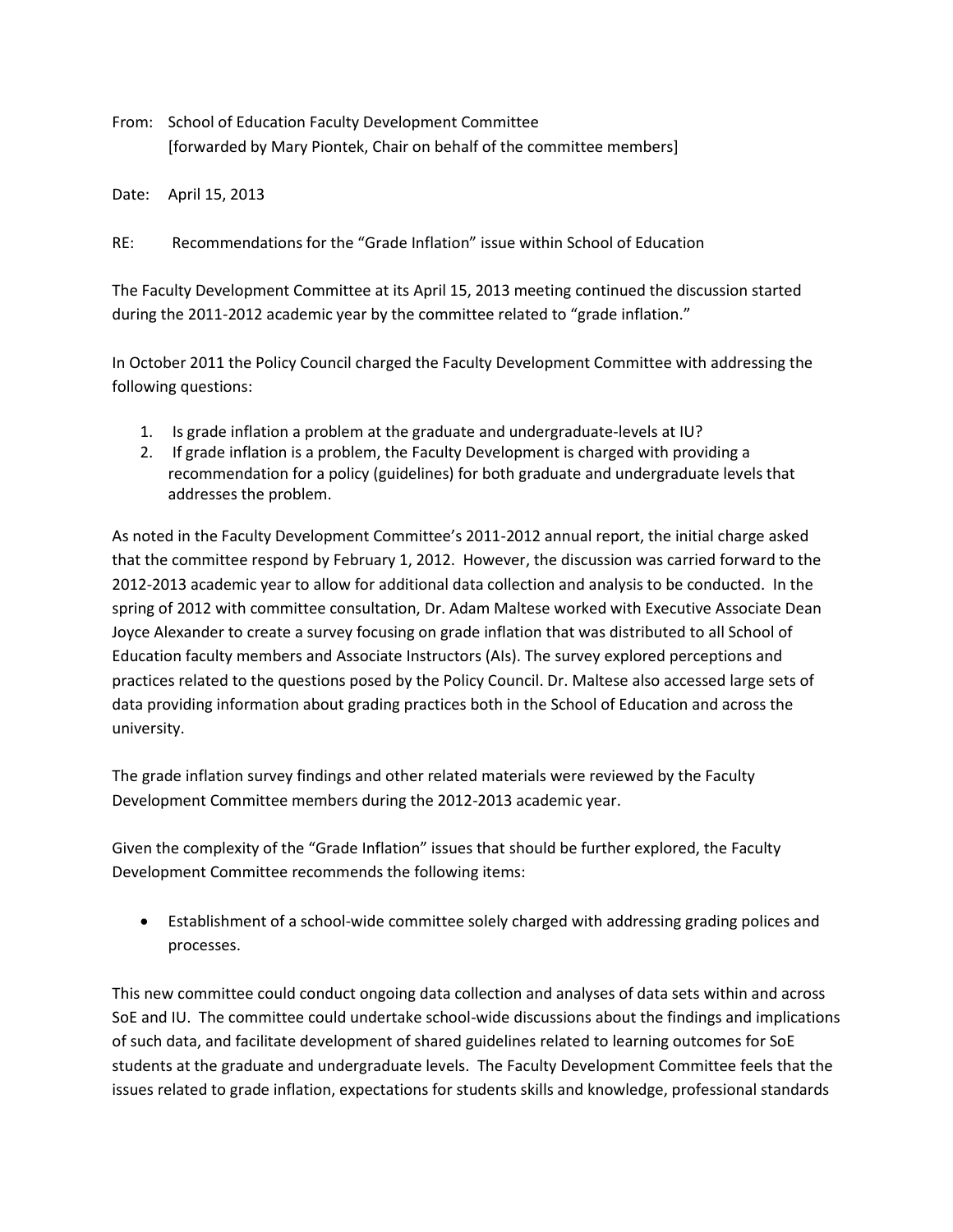From: School of Education Faculty Development Committee
[forwarded by Mary Piontek, Chair on behalf of the committee members]

Date: April 15, 2013

RE: Recommendations for the "Grade Inflation" issue within School of Education

The Faculty Development Committee at its April 15, 2013 meeting continued the discussion started during the 2011-2012 academic year by the committee related to "grade inflation."

In October 2011 the Policy Council charged the Faculty Development Committee with addressing the following questions:

1. Is grade inflation a problem at the graduate and undergraduate-levels at IU?
2. If grade inflation is a problem, the Faculty Development is charged with providing a recommendation for a policy (guidelines) for both graduate and undergraduate levels that addresses the problem.

As noted in the Faculty Development Committee's 2011-2012 annual report, the initial charge asked that the committee respond by February 1, 2012. However, the discussion was carried forward to the 2012-2013 academic year to allow for additional data collection and analysis to be conducted. In the spring of 2012 with committee consultation, Dr. Adam Maltese worked with Executive Associate Dean Joyce Alexander to create a survey focusing on grade inflation that was distributed to all School of Education faculty members and Associate Instructors (AIs). The survey explored perceptions and practices related to the questions posed by the Policy Council. Dr. Maltese also accessed large sets of data providing information about grading practices both in the School of Education and across the university.

The grade inflation survey findings and other related materials were reviewed by the Faculty Development Committee members during the 2012-2013 academic year.

Given the complexity of the "Grade Inflation" issues that should be further explored, the Faculty Development Committee recommends the following items:

- Establishment of a school-wide committee solely charged with addressing grading polices and processes.

This new committee could conduct ongoing data collection and analyses of data sets within and across SoE and IU. The committee could undertake school-wide discussions about the findings and implications of such data, and facilitate development of shared guidelines related to learning outcomes for SoE students at the graduate and undergraduate levels. The Faculty Development Committee feels that the issues related to grade inflation, expectations for students skills and knowledge, professional standards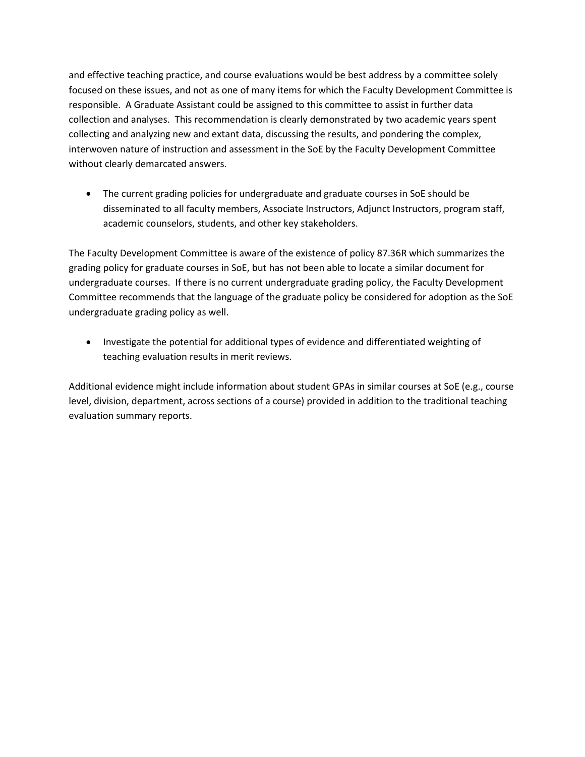and effective teaching practice, and course evaluations would be best address by a committee solely focused on these issues, and not as one of many items for which the Faculty Development Committee is responsible. A Graduate Assistant could be assigned to this committee to assist in further data collection and analyses. This recommendation is clearly demonstrated by two academic years spent collecting and analyzing new and extant data, discussing the results, and pondering the complex, interwoven nature of instruction and assessment in the SoE by the Faculty Development Committee without clearly demarcated answers.

- The current grading policies for undergraduate and graduate courses in SoE should be disseminated to all faculty members, Associate Instructors, Adjunct Instructors, program staff, academic counselors, students, and other key stakeholders.

The Faculty Development Committee is aware of the existence of policy 87.36R which summarizes the grading policy for graduate courses in SoE, but has not been able to locate a similar document for undergraduate courses. If there is no current undergraduate grading policy, the Faculty Development Committee recommends that the language of the graduate policy be considered for adoption as the SoE undergraduate grading policy as well.

- Investigate the potential for additional types of evidence and differentiated weighting of teaching evaluation results in merit reviews.

Additional evidence might include information about student GPAs in similar courses at SoE (e.g., course level, division, department, across sections of a course) provided in addition to the traditional teaching evaluation summary reports.